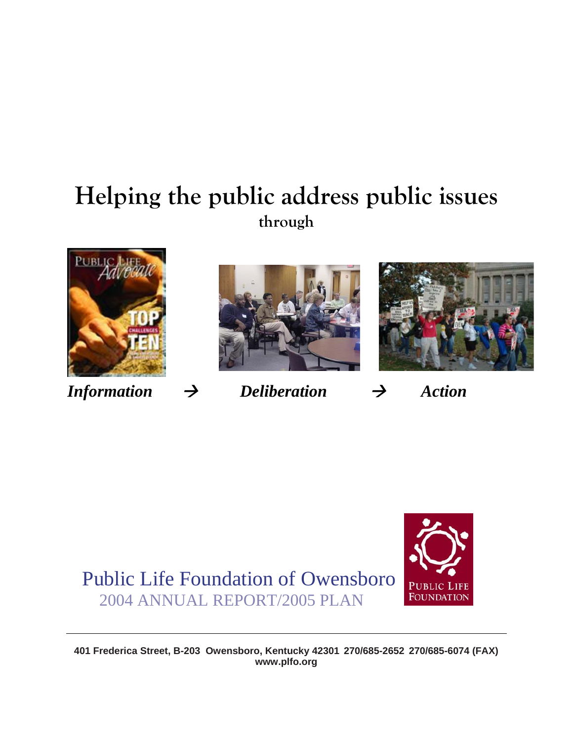# Helping the public address public issues

**through**

***Information*** → ***Deliberation*** → ***Action***

Public Life Foundation of Owensboro

2004 ANNUAL REPORT/2005 PLAN

**401 Frederica Street, B-203 Owensboro, Kentucky 42301 270/685-2652 270/685-6074 (FAX)**
**www.plfo.org**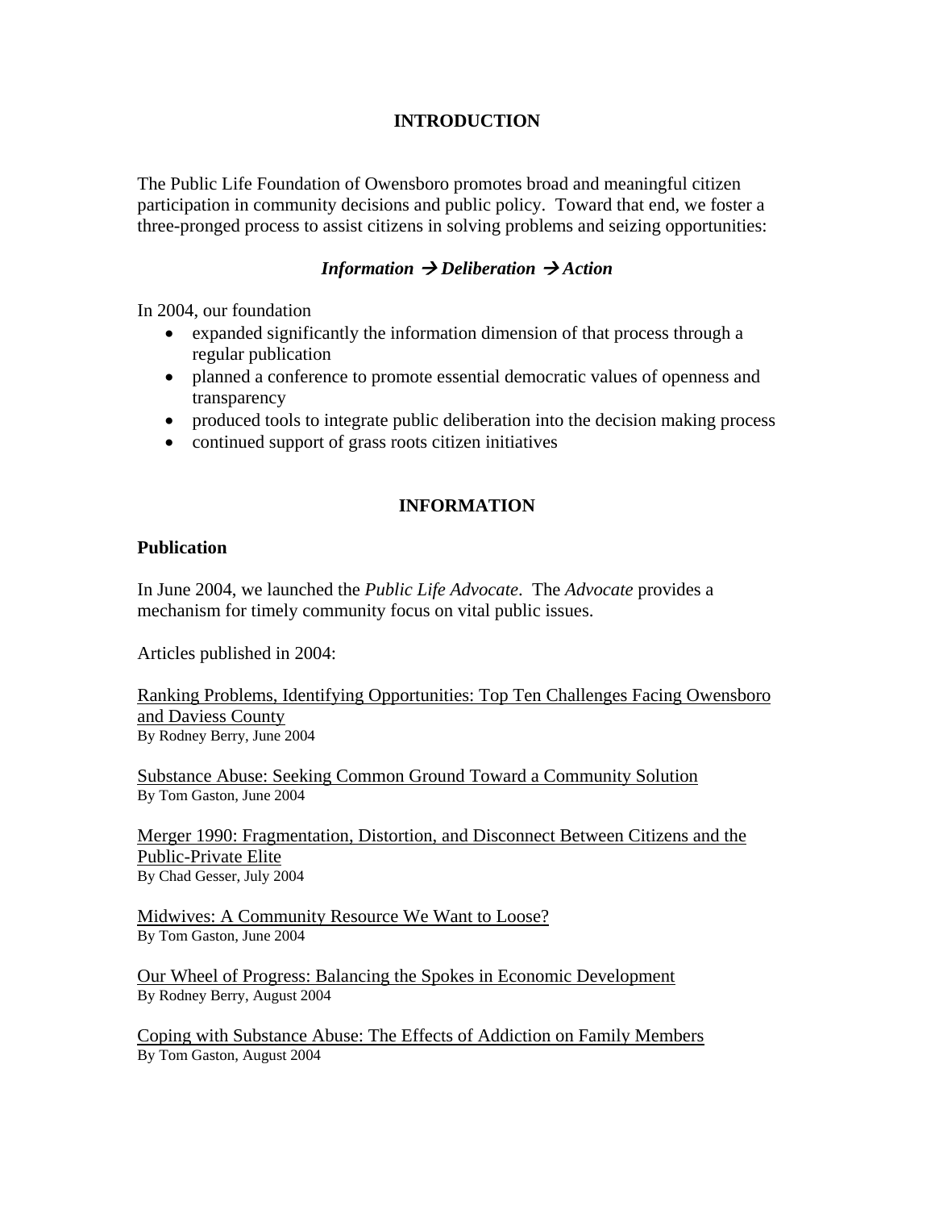## INTRODUCTION

The Public Life Foundation of Owensboro promotes broad and meaningful citizen participation in community decisions and public policy. Toward that end, we foster a three-pronged process to assist citizens in solving problems and seizing opportunities:

***Information → Deliberation → Action***

In 2004, our foundation

- expanded significantly the information dimension of that process through a regular publication
- planned a conference to promote essential democratic values of openness and transparency
- produced tools to integrate public deliberation into the decision making process
- continued support of grass roots citizen initiatives

## INFORMATION

### Publication

In June 2004, we launched the *Public Life Advocate*. The *Advocate* provides a mechanism for timely community focus on vital public issues.

Articles published in 2004:

Ranking Problems, Identifying Opportunities: Top Ten Challenges Facing Owensboro and Daviess County
By Rodney Berry, June 2004

Substance Abuse: Seeking Common Ground Toward a Community Solution
By Tom Gaston, June 2004

Merger 1990: Fragmentation, Distortion, and Disconnect Between Citizens and the Public-Private Elite
By Chad Gesser, July 2004

Midwives: A Community Resource We Want to Loose?
By Tom Gaston, June 2004

Our Wheel of Progress: Balancing the Spokes in Economic Development
By Rodney Berry, August 2004

Coping with Substance Abuse: The Effects of Addiction on Family Members
By Tom Gaston, August 2004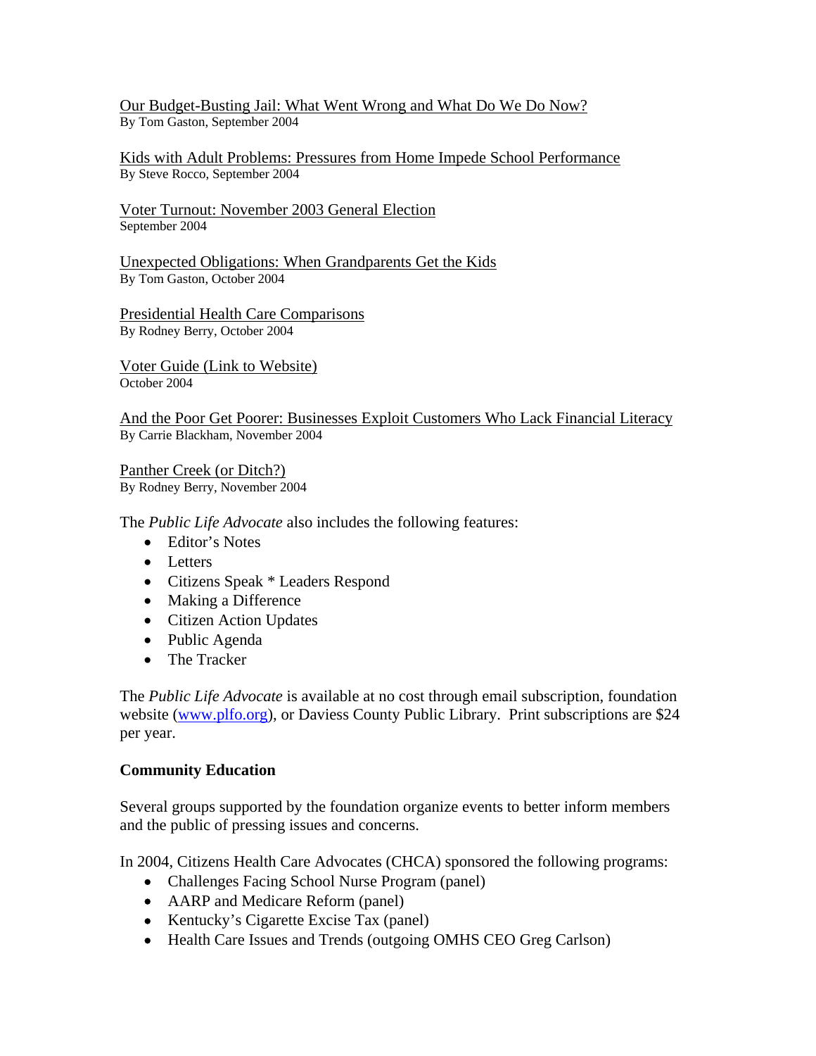Our Budget-Busting Jail: What Went Wrong and What Do We Do Now?
By Tom Gaston, September 2004

Kids with Adult Problems: Pressures from Home Impede School Performance
By Steve Rocco, September 2004

Voter Turnout: November 2003 General Election
September 2004

Unexpected Obligations: When Grandparents Get the Kids
By Tom Gaston, October 2004

Presidential Health Care Comparisons
By Rodney Berry, October 2004

Voter Guide (Link to Website)
October 2004

And the Poor Get Poorer: Businesses Exploit Customers Who Lack Financial Literacy
By Carrie Blackham, November 2004

Panther Creek (or Ditch?)
By Rodney Berry, November 2004

The *Public Life Advocate* also includes the following features:

- Editor's Notes
- Letters
- Citizens Speak * Leaders Respond
- Making a Difference
- Citizen Action Updates
- Public Agenda
- The Tracker

The *Public Life Advocate* is available at no cost through email subscription, foundation website (www.plfo.org), or Daviess County Public Library. Print subscriptions are $24 per year.

**Community Education**

Several groups supported by the foundation organize events to better inform members and the public of pressing issues and concerns.

In 2004, Citizens Health Care Advocates (CHCA) sponsored the following programs:

- Challenges Facing School Nurse Program (panel)
- AARP and Medicare Reform (panel)
- Kentucky's Cigarette Excise Tax (panel)
- Health Care Issues and Trends (outgoing OMHS CEO Greg Carlson)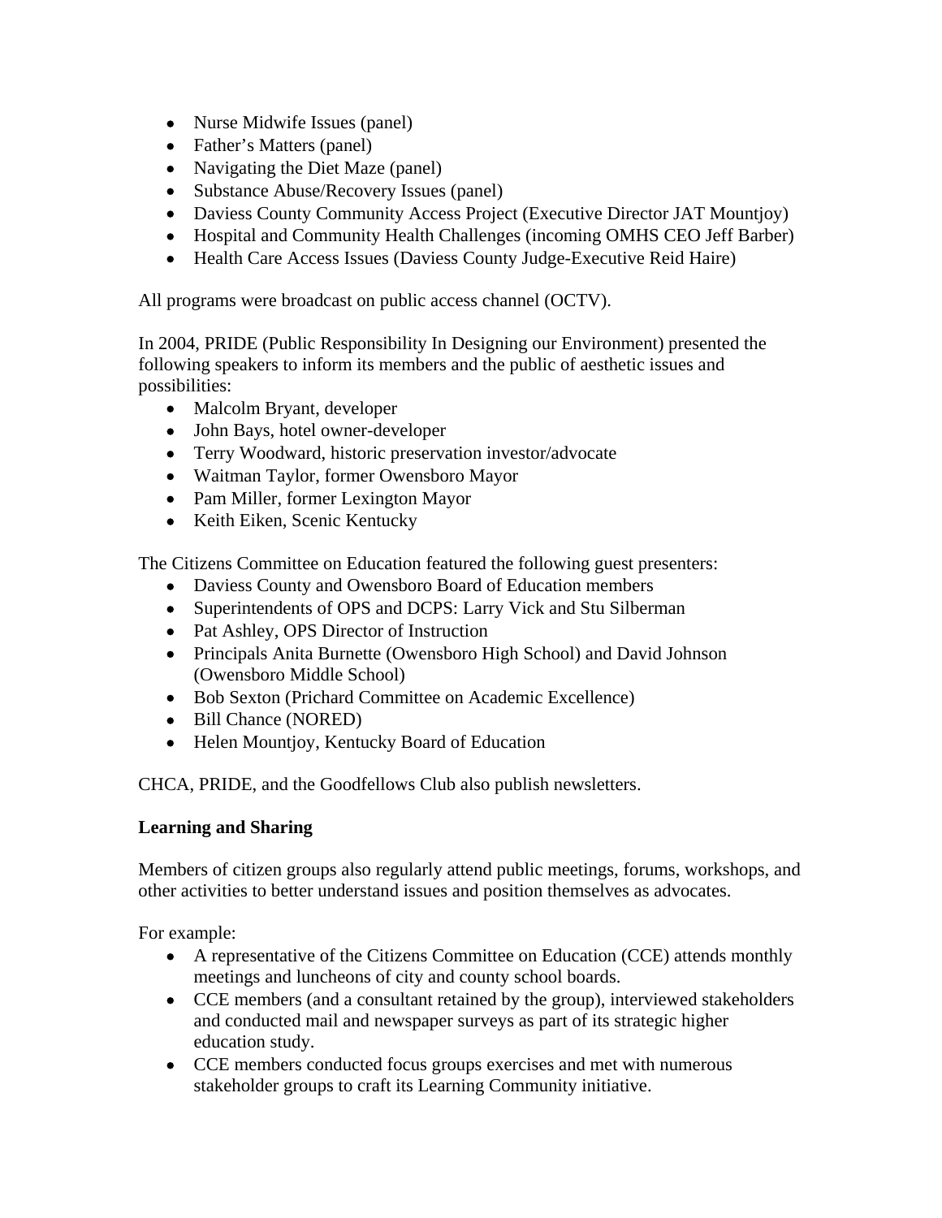- Nurse Midwife Issues (panel)
- Father's Matters (panel)
- Navigating the Diet Maze (panel)
- Substance Abuse/Recovery Issues (panel)
- Daviess County Community Access Project (Executive Director JAT Mountjoy)
- Hospital and Community Health Challenges (incoming OMHS CEO Jeff Barber)
- Health Care Access Issues (Daviess County Judge-Executive Reid Haire)

All programs were broadcast on public access channel (OCTV).

In 2004, PRIDE (Public Responsibility In Designing our Environment) presented the following speakers to inform its members and the public of aesthetic issues and possibilities:

- Malcolm Bryant, developer
- John Bays, hotel owner-developer
- Terry Woodward, historic preservation investor/advocate
- Waitman Taylor, former Owensboro Mayor
- Pam Miller, former Lexington Mayor
- Keith Eiken, Scenic Kentucky

The Citizens Committee on Education featured the following guest presenters:

- Daviess County and Owensboro Board of Education members
- Superintendents of OPS and DCPS: Larry Vick and Stu Silberman
- Pat Ashley, OPS Director of Instruction
- Principals Anita Burnette (Owensboro High School) and David Johnson (Owensboro Middle School)
- Bob Sexton (Prichard Committee on Academic Excellence)
- Bill Chance (NORED)
- Helen Mountjoy, Kentucky Board of Education

CHCA, PRIDE, and the Goodfellows Club also publish newsletters.

**Learning and Sharing**

Members of citizen groups also regularly attend public meetings, forums, workshops, and other activities to better understand issues and position themselves as advocates.

For example:

- A representative of the Citizens Committee on Education (CCE) attends monthly meetings and luncheons of city and county school boards.
- CCE members (and a consultant retained by the group), interviewed stakeholders and conducted mail and newspaper surveys as part of its strategic higher education study.
- CCE members conducted focus groups exercises and met with numerous stakeholder groups to craft its Learning Community initiative.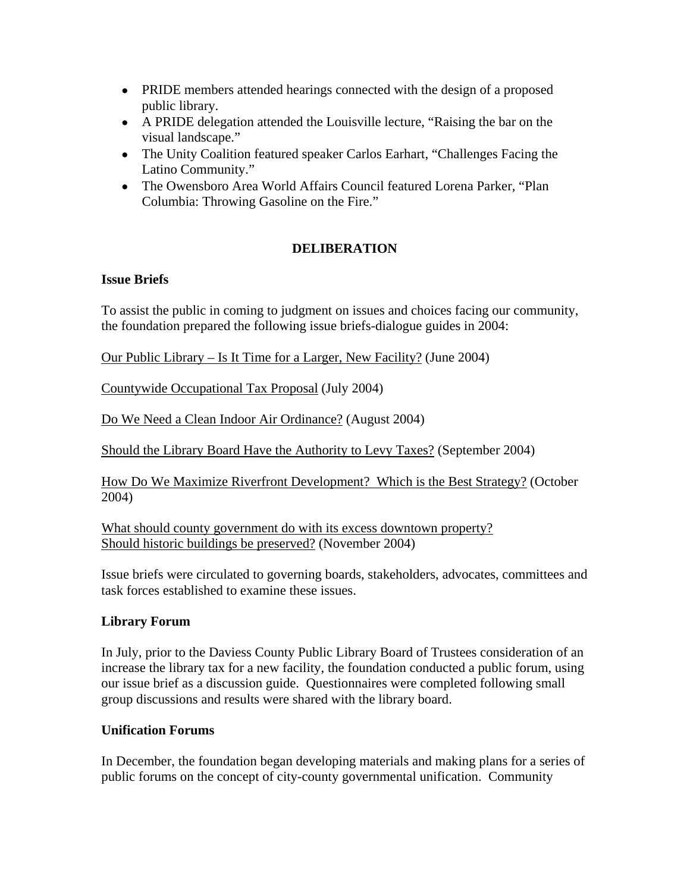- PRIDE members attended hearings connected with the design of a proposed public library.
- A PRIDE delegation attended the Louisville lecture, "Raising the bar on the visual landscape."
- The Unity Coalition featured speaker Carlos Earhart, "Challenges Facing the Latino Community."
- The Owensboro Area World Affairs Council featured Lorena Parker, "Plan Columbia: Throwing Gasoline on the Fire."

## DELIBERATION

### Issue Briefs

To assist the public in coming to judgment on issues and choices facing our community, the foundation prepared the following issue briefs-dialogue guides in 2004:

<u>Our Public Library – Is It Time for a Larger, New Facility?</u> (June 2004)

<u>Countywide Occupational Tax Proposal</u> (July 2004)

<u>Do We Need a Clean Indoor Air Ordinance?</u> (August 2004)

<u>Should the Library Board Have the Authority to Levy Taxes?</u> (September 2004)

<u>How Do We Maximize Riverfront Development? Which is the Best Strategy?</u> (October 2004)

<u>What should county government do with its excess downtown property? Should historic buildings be preserved?</u> (November 2004)

Issue briefs were circulated to governing boards, stakeholders, advocates, committees and task forces established to examine these issues.

### Library Forum

In July, prior to the Daviess County Public Library Board of Trustees consideration of an increase the library tax for a new facility, the foundation conducted a public forum, using our issue brief as a discussion guide. Questionnaires were completed following small group discussions and results were shared with the library board.

### Unification Forums

In December, the foundation began developing materials and making plans for a series of public forums on the concept of city-county governmental unification. Community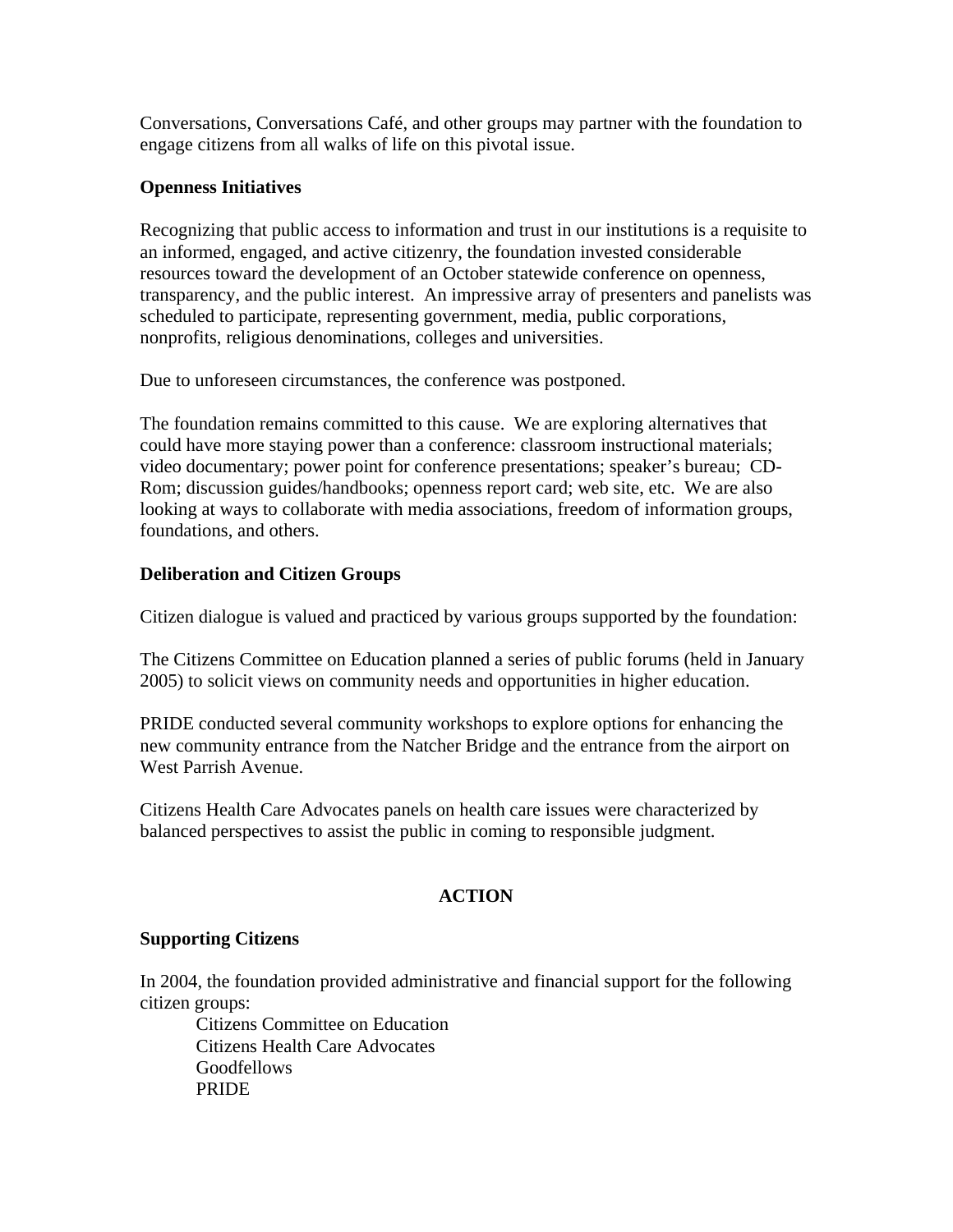Conversations, Conversations Café, and other groups may partner with the foundation to engage citizens from all walks of life on this pivotal issue.

### Openness Initiatives

Recognizing that public access to information and trust in our institutions is a requisite to an informed, engaged, and active citizenry, the foundation invested considerable resources toward the development of an October statewide conference on openness, transparency, and the public interest. An impressive array of presenters and panelists was scheduled to participate, representing government, media, public corporations, nonprofits, religious denominations, colleges and universities.

Due to unforeseen circumstances, the conference was postponed.

The foundation remains committed to this cause. We are exploring alternatives that could have more staying power than a conference: classroom instructional materials; video documentary; power point for conference presentations; speaker's bureau; CD-Rom; discussion guides/handbooks; openness report card; web site, etc. We are also looking at ways to collaborate with media associations, freedom of information groups, foundations, and others.

### Deliberation and Citizen Groups

Citizen dialogue is valued and practiced by various groups supported by the foundation:

The Citizens Committee on Education planned a series of public forums (held in January 2005) to solicit views on community needs and opportunities in higher education.

PRIDE conducted several community workshops to explore options for enhancing the new community entrance from the Natcher Bridge and the entrance from the airport on West Parrish Avenue.

Citizens Health Care Advocates panels on health care issues were characterized by balanced perspectives to assist the public in coming to responsible judgment.

## ACTION

### Supporting Citizens

In 2004, the foundation provided administrative and financial support for the following citizen groups:

- Citizens Committee on Education
- Citizens Health Care Advocates
- Goodfellows
- PRIDE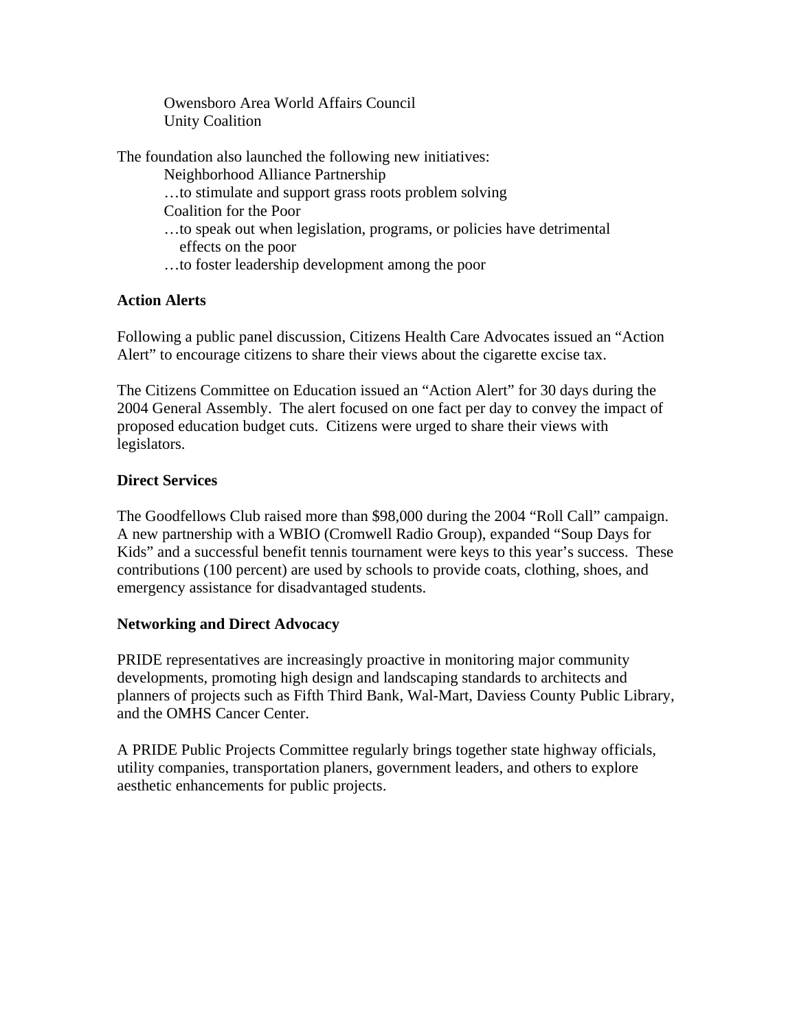Owensboro Area World Affairs Council
Unity Coalition

The foundation also launched the following new initiatives:

Neighborhood Alliance Partnership
…to stimulate and support grass roots problem solving
Coalition for the Poor
…to speak out when legislation, programs, or policies have detrimental effects on the poor
…to foster leadership development among the poor

**Action Alerts**

Following a public panel discussion, Citizens Health Care Advocates issued an "Action Alert" to encourage citizens to share their views about the cigarette excise tax.

The Citizens Committee on Education issued an "Action Alert" for 30 days during the 2004 General Assembly. The alert focused on one fact per day to convey the impact of proposed education budget cuts. Citizens were urged to share their views with legislators.

**Direct Services**

The Goodfellows Club raised more than $98,000 during the 2004 "Roll Call" campaign. A new partnership with a WBIO (Cromwell Radio Group), expanded "Soup Days for Kids" and a successful benefit tennis tournament were keys to this year's success. These contributions (100 percent) are used by schools to provide coats, clothing, shoes, and emergency assistance for disadvantaged students.

**Networking and Direct Advocacy**

PRIDE representatives are increasingly proactive in monitoring major community developments, promoting high design and landscaping standards to architects and planners of projects such as Fifth Third Bank, Wal-Mart, Daviess County Public Library, and the OMHS Cancer Center.

A PRIDE Public Projects Committee regularly brings together state highway officials, utility companies, transportation planers, government leaders, and others to explore aesthetic enhancements for public projects.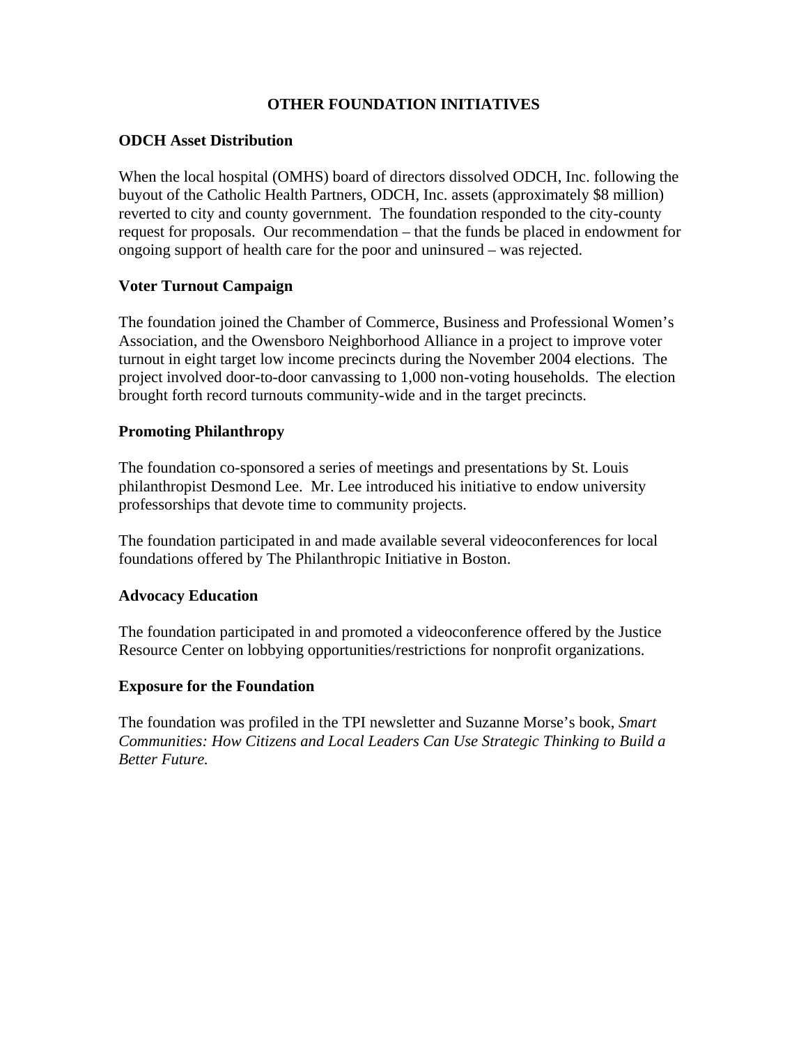# OTHER FOUNDATION INITIATIVES

## ODCH Asset Distribution

When the local hospital (OMHS) board of directors dissolved ODCH, Inc. following the buyout of the Catholic Health Partners, ODCH, Inc. assets (approximately $8 million) reverted to city and county government. The foundation responded to the city-county request for proposals. Our recommendation – that the funds be placed in endowment for ongoing support of health care for the poor and uninsured – was rejected.

## Voter Turnout Campaign

The foundation joined the Chamber of Commerce, Business and Professional Women's Association, and the Owensboro Neighborhood Alliance in a project to improve voter turnout in eight target low income precincts during the November 2004 elections. The project involved door-to-door canvassing to 1,000 non-voting households. The election brought forth record turnouts community-wide and in the target precincts.

## Promoting Philanthropy

The foundation co-sponsored a series of meetings and presentations by St. Louis philanthropist Desmond Lee. Mr. Lee introduced his initiative to endow university professorships that devote time to community projects.

The foundation participated in and made available several videoconferences for local foundations offered by The Philanthropic Initiative in Boston.

## Advocacy Education

The foundation participated in and promoted a videoconference offered by the Justice Resource Center on lobbying opportunities/restrictions for nonprofit organizations.

## Exposure for the Foundation

The foundation was profiled in the TPI newsletter and Suzanne Morse's book, *Smart Communities: How Citizens and Local Leaders Can Use Strategic Thinking to Build a Better Future.*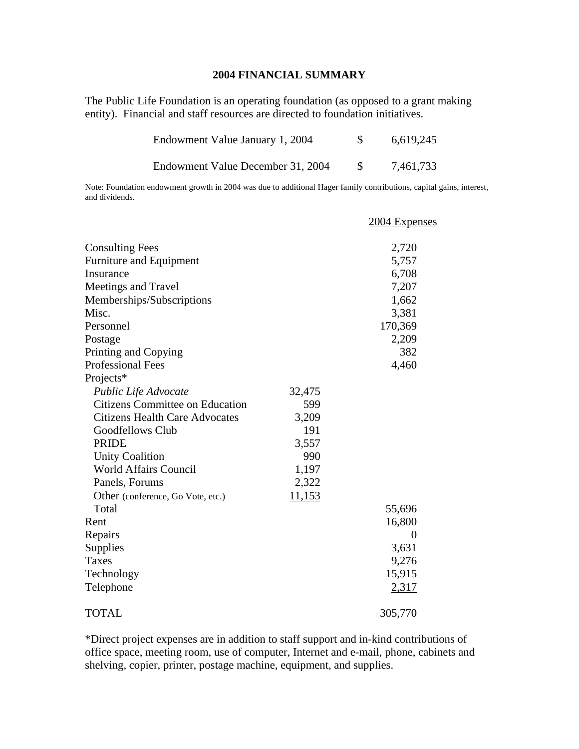# 2004 FINANCIAL SUMMARY

The Public Life Foundation is an operating foundation (as opposed to a grant making entity). Financial and staff resources are directed to foundation initiatives.

| | | |
|---|---|---|
| Endowment Value January 1, 2004 | $ | 6,619,245 |
| Endowment Value December 31, 2004 | $ | 7,461,733 |

Note: Foundation endowment growth in 2004 was due to additional Hager family contributions, capital gains, interest, and dividends.

| | | 2004 Expenses |
|---|---|---|
| Consulting Fees | | 2,720 |
| Furniture and Equipment | | 5,757 |
| Insurance | | 6,708 |
| Meetings and Travel | | 7,207 |
| Memberships/Subscriptions | | 1,662 |
| Misc. | | 3,381 |
| Personnel | | 170,369 |
| Postage | | 2,209 |
| Printing and Copying | | 382 |
| Professional Fees | | 4,460 |
| Projects* | | |
| *Public Life Advocate* | 32,475 | |
| Citizens Committee on Education | 599 | |
| Citizens Health Care Advocates | 3,209 | |
| Goodfellows Club | 191 | |
| PRIDE | 3,557 | |
| Unity Coalition | 990 | |
| World Affairs Council | 1,197 | |
| Panels, Forums | 2,322 | |
| Other (conference, Go Vote, etc.) | 11,153 | |
| Total | | 55,696 |
| Rent | | 16,800 |
| Repairs | | 0 |
| Supplies | | 3,631 |
| Taxes | | 9,276 |
| Technology | | 15,915 |
| Telephone | | 2,317 |
| TOTAL | | 305,770 |

*Direct project expenses are in addition to staff support and in-kind contributions of office space, meeting room, use of computer, Internet and e-mail, phone, cabinets and shelving, copier, printer, postage machine, equipment, and supplies.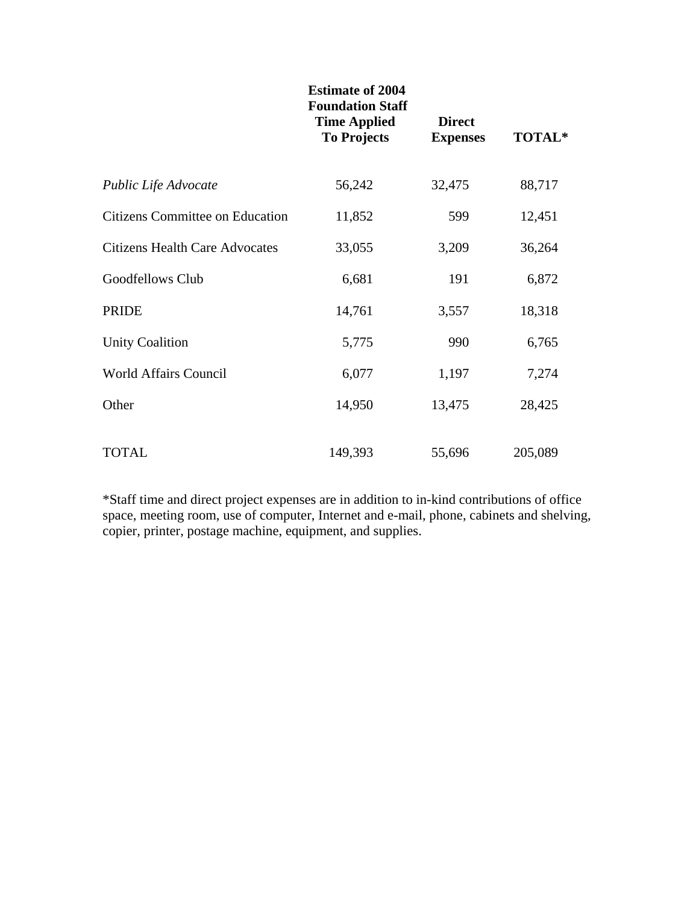| | Estimate of 2004 Foundation Staff Time Applied To Projects | Direct Expenses | TOTAL* |
|---|---|---|---|
| *Public Life Advocate* | 56,242 | 32,475 | 88,717 |
| Citizens Committee on Education | 11,852 | 599 | 12,451 |
| Citizens Health Care Advocates | 33,055 | 3,209 | 36,264 |
| Goodfellows Club | 6,681 | 191 | 6,872 |
| PRIDE | 14,761 | 3,557 | 18,318 |
| Unity Coalition | 5,775 | 990 | 6,765 |
| World Affairs Council | 6,077 | 1,197 | 7,274 |
| Other | 14,950 | 13,475 | 28,425 |
| TOTAL | 149,393 | 55,696 | 205,089 |

*Staff time and direct project expenses are in addition to in-kind contributions of office space, meeting room, use of computer, Internet and e-mail, phone, cabinets and shelving, copier, printer, postage machine, equipment, and supplies.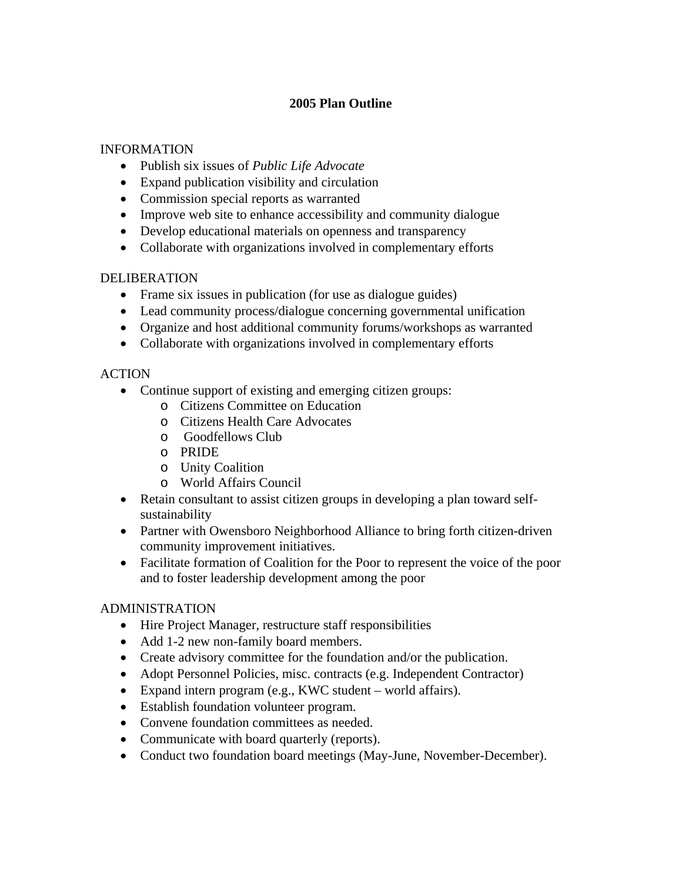# 2005 Plan Outline

INFORMATION

- Publish six issues of *Public Life Advocate*
- Expand publication visibility and circulation
- Commission special reports as warranted
- Improve web site to enhance accessibility and community dialogue
- Develop educational materials on openness and transparency
- Collaborate with organizations involved in complementary efforts

DELIBERATION

- Frame six issues in publication (for use as dialogue guides)
- Lead community process/dialogue concerning governmental unification
- Organize and host additional community forums/workshops as warranted
- Collaborate with organizations involved in complementary efforts

ACTION

- Continue support of existing and emerging citizen groups:
  - Citizens Committee on Education
  - Citizens Health Care Advocates
  - Goodfellows Club
  - PRIDE
  - Unity Coalition
  - World Affairs Council
- Retain consultant to assist citizen groups in developing a plan toward self-sustainability
- Partner with Owensboro Neighborhood Alliance to bring forth citizen-driven community improvement initiatives.
- Facilitate formation of Coalition for the Poor to represent the voice of the poor and to foster leadership development among the poor

ADMINISTRATION

- Hire Project Manager, restructure staff responsibilities
- Add 1-2 new non-family board members.
- Create advisory committee for the foundation and/or the publication.
- Adopt Personnel Policies, misc. contracts (e.g. Independent Contractor)
- Expand intern program (e.g., KWC student – world affairs).
- Establish foundation volunteer program.
- Convene foundation committees as needed.
- Communicate with board quarterly (reports).
- Conduct two foundation board meetings (May-June, November-December).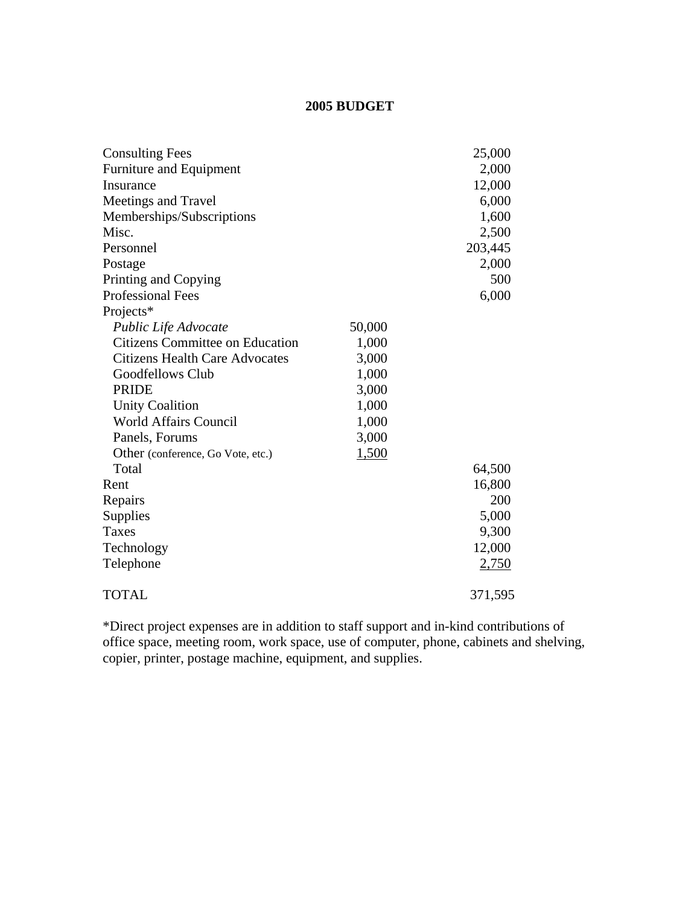## 2005 BUDGET

| | | |
|---|---|---|
| Consulting Fees | | 25,000 |
| Furniture and Equipment | | 2,000 |
| Insurance | | 12,000 |
| Meetings and Travel | | 6,000 |
| Memberships/Subscriptions | | 1,600 |
| Misc. | | 2,500 |
| Personnel | | 203,445 |
| Postage | | 2,000 |
| Printing and Copying | | 500 |
| Professional Fees | | 6,000 |
| Projects* | | |
| *Public Life Advocate* | 50,000 | |
| Citizens Committee on Education | 1,000 | |
| Citizens Health Care Advocates | 3,000 | |
| Goodfellows Club | 1,000 | |
| PRIDE | 3,000 | |
| Unity Coalition | 1,000 | |
| World Affairs Council | 1,000 | |
| Panels, Forums | 3,000 | |
| Other (conference, Go Vote, etc.) | 1,500 | |
| Total | | 64,500 |
| Rent | | 16,800 |
| Repairs | | 200 |
| Supplies | | 5,000 |
| Taxes | | 9,300 |
| Technology | | 12,000 |
| Telephone | | 2,750 |
| TOTAL | | 371,595 |

*Direct project expenses are in addition to staff support and in-kind contributions of office space, meeting room, work space, use of computer, phone, cabinets and shelving, copier, printer, postage machine, equipment, and supplies.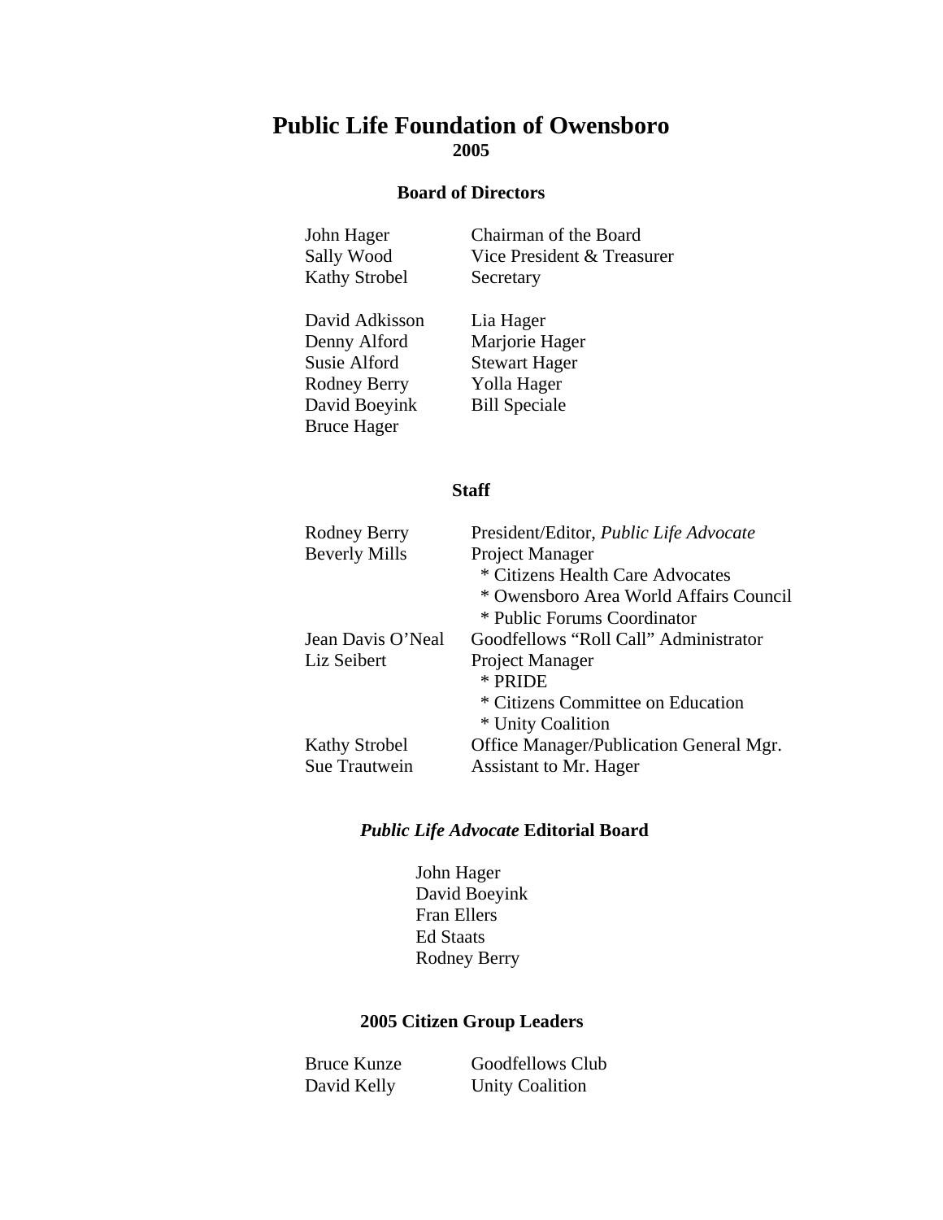# Public Life Foundation of Owensboro

**2005**

## Board of Directors

| | |
|---|---|
| John Hager | Chairman of the Board |
| Sally Wood | Vice President & Treasurer |
| Kathy Strobel | Secretary |

| | |
|---|---|
| David Adkisson | Lia Hager |
| Denny Alford | Marjorie Hager |
| Susie Alford | Stewart Hager |
| Rodney Berry | Yolla Hager |
| David Boeyink | Bill Speciale |
| Bruce Hager | |

## Staff

| | |
|---|---|
| Rodney Berry | President/Editor, *Public Life Advocate* |
| Beverly Mills | Project Manager<br>* Citizens Health Care Advocates<br>* Owensboro Area World Affairs Council<br>* Public Forums Coordinator |
| Jean Davis O'Neal | Goodfellows "Roll Call" Administrator |
| Liz Seibert | Project Manager<br>* PRIDE<br>* Citizens Committee on Education<br>* Unity Coalition |
| Kathy Strobel | Office Manager/Publication General Mgr. |
| Sue Trautwein | Assistant to Mr. Hager |

## *Public Life Advocate* Editorial Board

John Hager
David Boeyink
Fran Ellers
Ed Staats
Rodney Berry

## 2005 Citizen Group Leaders

| | |
|---|---|
| Bruce Kunze | Goodfellows Club |
| David Kelly | Unity Coalition |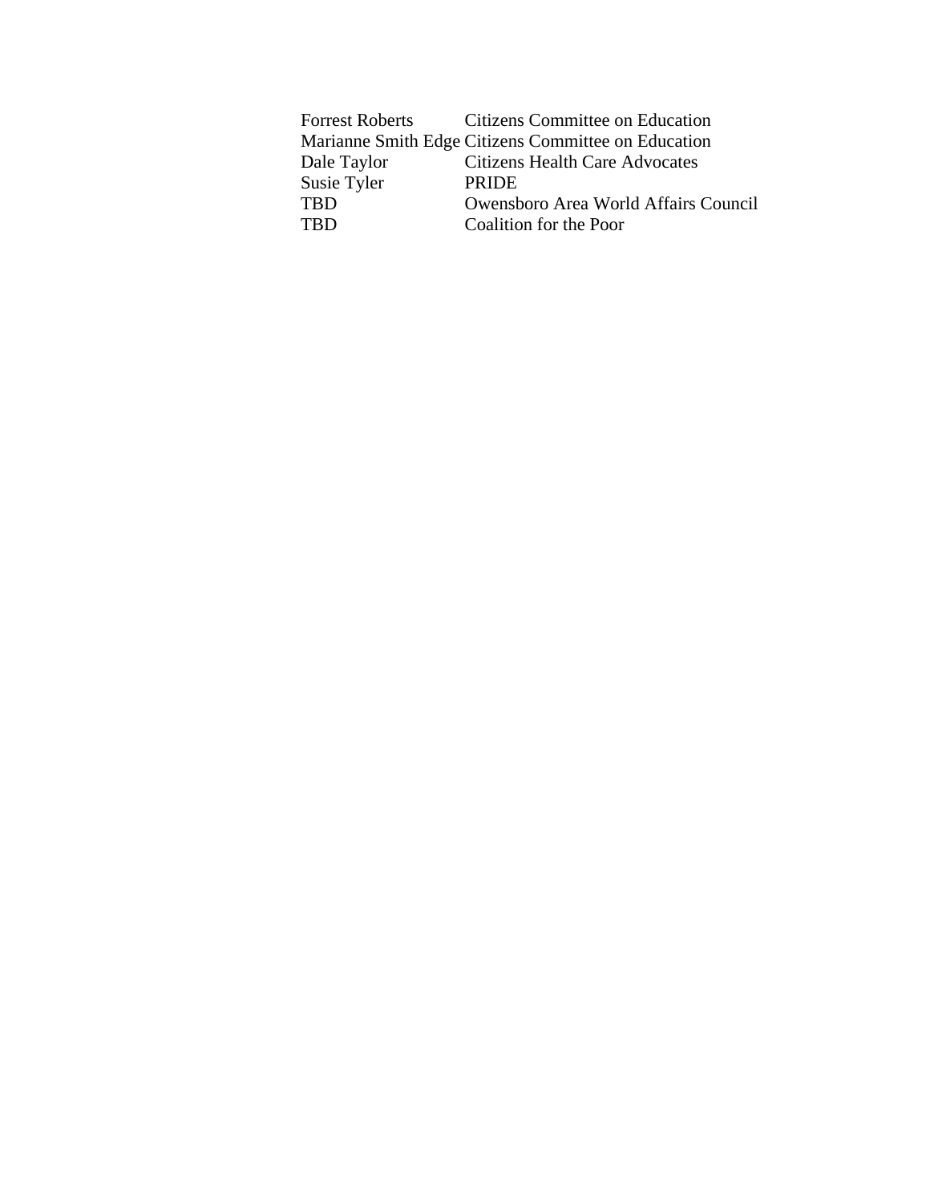| | |
|---|---|
| Forrest Roberts | Citizens Committee on Education |
| Marianne Smith Edge | Citizens Committee on Education |
| Dale Taylor | Citizens Health Care Advocates |
| Susie Tyler | PRIDE |
| TBD | Owensboro Area World Affairs Council |
| TBD | Coalition for the Poor |